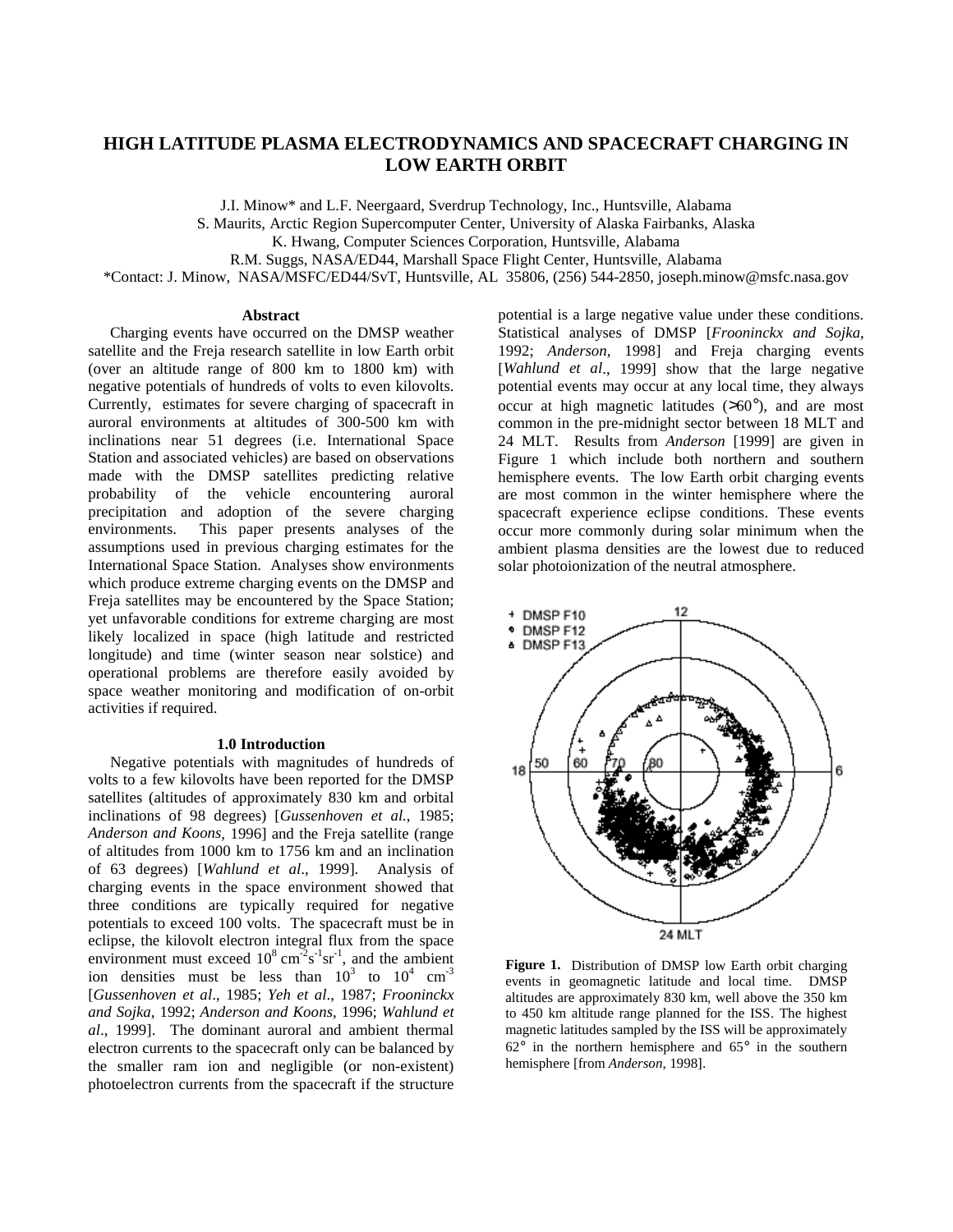# HIGH LATITUDE PLASMA ELECTRODYNAMICS AND SPACECRAFT CHARGING IN LOW EARTH ORBIT

J.I. Minow* and L.F. Neergaard, Sverdrup Technology, Inc., Huntsville, Alabama
S. Maurits, Arctic Region Supercomputer Center, University of Alaska Fairbanks, Alaska
K. Hwang, Computer Sciences Corporation, Huntsville, Alabama
R.M. Suggs, NASA/ED44, Marshall Space Flight Center, Huntsville, Alabama
*Contact: J. Minow, NASA/MSFC/ED44/SvT, Huntsville, AL 35806, (256) 544-2850, joseph.minow@msfc.nasa.gov

### Abstract

Charging events have occurred on the DMSP weather satellite and the Freja research satellite in low Earth orbit (over an altitude range of 800 km to 1800 km) with negative potentials of hundreds of volts to even kilovolts. Currently, estimates for severe charging of spacecraft in auroral environments at altitudes of 300-500 km with inclinations near 51 degrees (i.e. International Space Station and associated vehicles) are based on observations made with the DMSP satellites predicting relative probability of the vehicle encountering auroral precipitation and adoption of the severe charging environments. This paper presents analyses of the assumptions used in previous charging estimates for the International Space Station. Analyses show environments which produce extreme charging events on the DMSP and Freja satellites may be encountered by the Space Station; yet unfavorable conditions for extreme charging are most likely localized in space (high latitude and restricted longitude) and time (winter season near solstice) and operational problems are therefore easily avoided by space weather monitoring and modification of on-orbit activities if required.

## 1.0 Introduction

Negative potentials with magnitudes of hundreds of volts to a few kilovolts have been reported for the DMSP satellites (altitudes of approximately 830 km and orbital inclinations of 98 degrees) [*Gussenhoven et al.*, 1985; *Anderson and Koons*, 1996] and the Freja satellite (range of altitudes from 1000 km to 1756 km and an inclination of 63 degrees) [*Wahlund et al.*, 1999]. Analysis of charging events in the space environment showed that three conditions are typically required for negative potentials to exceed 100 volts. The spacecraft must be in eclipse, the kilovolt electron integral flux from the space environment must exceed $10^8$ $cm^{-2}s^{-1}sr^{-1}$, and the ambient ion densities must be less than $10^3$ to $10^4$ $cm^{-3}$ [*Gussenhoven et al.*, 1985; *Yeh et al.*, 1987; *Frooninckx and Sojka*, 1992; *Anderson and Koons*, 1996; *Wahlund et al.*, 1999]. The dominant auroral and ambient thermal electron currents to the spacecraft only can be balanced by the smaller ram ion and negligible (or non-existent) photoelectron currents from the spacecraft if the structure potential is a large negative value under these conditions. Statistical analyses of DMSP [*Frooninckx and Sojka*, 1992; *Anderson*, 1998] and Freja charging events [*Wahlund et al.*, 1999] show that the large negative potential events may occur at any local time, they always occur at high magnetic latitudes (>60°), and are most common in the pre-midnight sector between 18 MLT and 24 MLT. Results from *Anderson* [1999] are given in Figure 1 which include both northern and southern hemisphere events. The low Earth orbit charging events are most common in the winter hemisphere where the spacecraft experience eclipse conditions. These events occur more commonly during solar minimum when the ambient plasma densities are the lowest due to reduced solar photoionization of the neutral atmosphere.

**Figure 1.** Distribution of DMSP low Earth orbit charging events in geomagnetic latitude and local time. DMSP altitudes are approximately 830 km, well above the 350 km to 450 km altitude range planned for the ISS. The highest magnetic latitudes sampled by the ISS will be approximately 62° in the northern hemisphere and 65° in the southern hemisphere [from *Anderson*, 1998].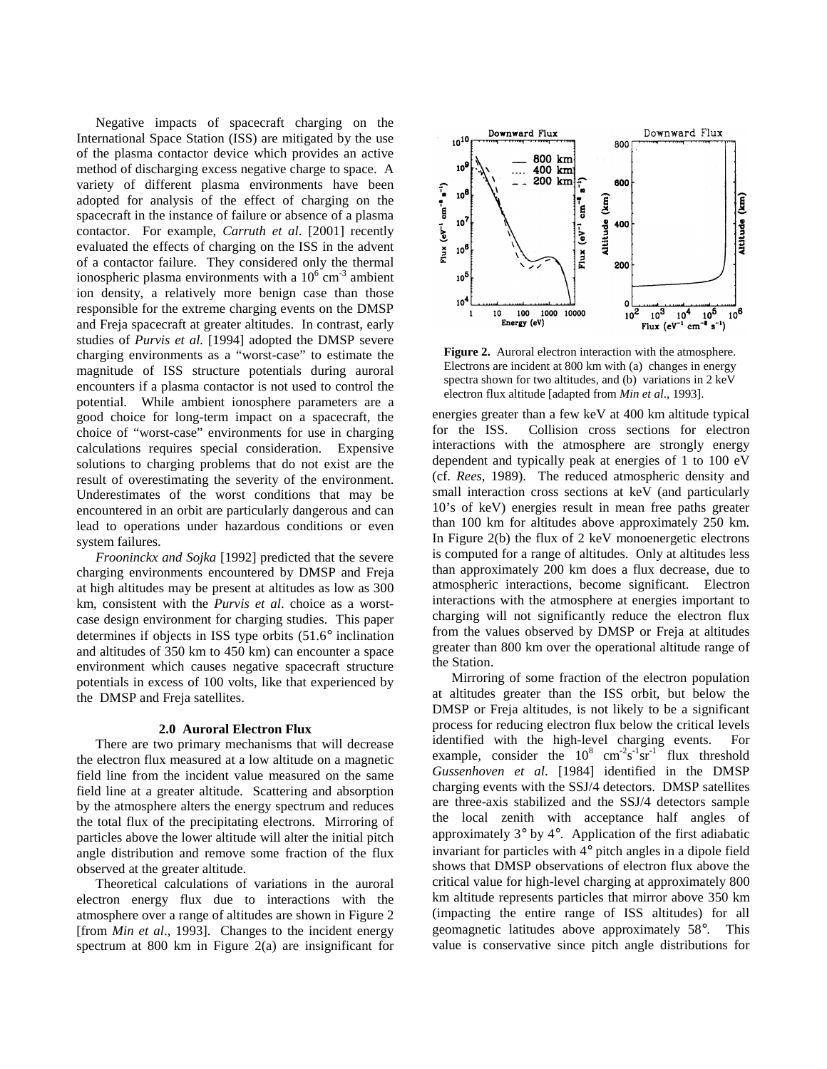Negative impacts of spacecraft charging on the International Space Station (ISS) are mitigated by the use of the plasma contactor device which provides an active method of discharging excess negative charge to space. A variety of different plasma environments have been adopted for analysis of the effect of charging on the spacecraft in the instance of failure or absence of a plasma contactor. For example, *Carruth et al*. [2001] recently evaluated the effects of charging on the ISS in the advent of a contactor failure. They considered only the thermal ionospheric plasma environments with a $10^6$ cm$^{-3}$ ambient ion density, a relatively more benign case than those responsible for the extreme charging events on the DMSP and Freja spacecraft at greater altitudes. In contrast, early studies of *Purvis et al.* [1994] adopted the DMSP severe charging environments as a "worst-case" to estimate the magnitude of ISS structure potentials during auroral encounters if a plasma contactor is not used to control the potential. While ambient ionosphere parameters are a good choice for long-term impact on a spacecraft, the choice of "worst-case" environments for use in charging calculations requires special consideration. Expensive solutions to charging problems that do not exist are the result of overestimating the severity of the environment. Underestimates of the worst conditions that may be encountered in an orbit are particularly dangerous and can lead to operations under hazardous conditions or even system failures.

*Frooninckx and Sojka* [1992] predicted that the severe charging environments encountered by DMSP and Freja at high altitudes may be present at altitudes as low as 300 km, consistent with the *Purvis et al*. choice as a worst-case design environment for charging studies. This paper determines if objects in ISS type orbits (51.6° inclination and altitudes of 350 km to 450 km) can encounter a space environment which causes negative spacecraft structure potentials in excess of 100 volts, like that experienced by the DMSP and Freja satellites.

## 2.0 Auroral Electron Flux

There are two primary mechanisms that will decrease the electron flux measured at a low altitude on a magnetic field line from the incident value measured on the same field line at a greater altitude. Scattering and absorption by the atmosphere alters the energy spectrum and reduces the total flux of the precipitating electrons. Mirroring of particles above the lower altitude will alter the initial pitch angle distribution and remove some fraction of the flux observed at the greater altitude.

Theoretical calculations of variations in the auroral electron energy flux due to interactions with the atmosphere over a range of altitudes are shown in Figure 2 [from *Min et al*., 1993]. Changes to the incident energy spectrum at 800 km in Figure 2(a) are insignificant for energies greater than a few keV at 400 km altitude typical for the ISS. Collision cross sections for electron interactions with the atmosphere are strongly energy dependent and typically peak at energies of 1 to 100 eV (cf. *Rees*, 1989). The reduced atmospheric density and small interaction cross sections at keV (and particularly 10's of keV) energies result in mean free paths greater than 100 km for altitudes above approximately 250 km. In Figure 2(b) the flux of 2 keV monoenergetic electrons is computed for a range of altitudes. Only at altitudes less than approximately 200 km does a flux decrease, due to atmospheric interactions, become significant. Electron interactions with the atmosphere at energies important to charging will not significantly reduce the electron flux from the values observed by DMSP or Freja at altitudes greater than 800 km over the operational altitude range of the Station.

**Figure 2.** Auroral electron interaction with the atmosphere. Electrons are incident at 800 km with (a) changes in energy spectra shown for two altitudes, and (b) variations in 2 keV electron flux altitude [adapted from *Min et al*., 1993].

Mirroring of some fraction of the electron population at altitudes greater than the ISS orbit, but below the DMSP or Freja altitudes, is not likely to be a significant process for reducing electron flux below the critical levels identified with the high-level charging events. For example, consider the $10^8$ cm$^{-2}$s$^{-1}$sr$^{-1}$ flux threshold *Gussenhoven et al*. [1984] identified in the DMSP charging events with the SSJ/4 detectors. DMSP satellites are three-axis stabilized and the SSJ/4 detectors sample the local zenith with acceptance half angles of approximately 3° by 4°. Application of the first adiabatic invariant for particles with 4° pitch angles in a dipole field shows that DMSP observations of electron flux above the critical value for high-level charging at approximately 800 km altitude represents particles that mirror above 350 km (impacting the entire range of ISS altitudes) for all geomagnetic latitudes above approximately 58°. This value is conservative since pitch angle distributions for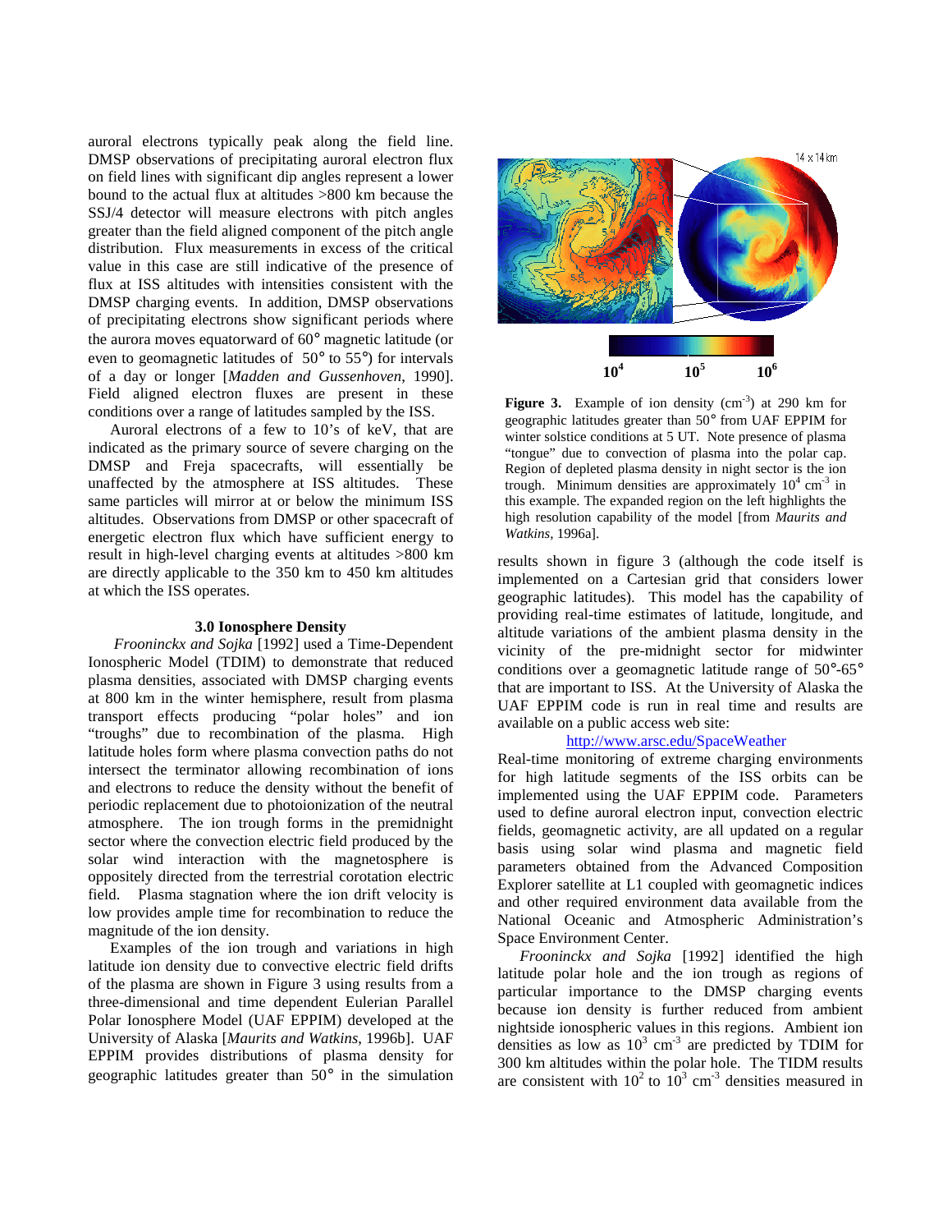auroral electrons typically peak along the field line. DMSP observations of precipitating auroral electron flux on field lines with significant dip angles represent a lower bound to the actual flux at altitudes >800 km because the SSJ/4 detector will measure electrons with pitch angles greater than the field aligned component of the pitch angle distribution. Flux measurements in excess of the critical value in this case are still indicative of the presence of flux at ISS altitudes with intensities consistent with the DMSP charging events. In addition, DMSP observations of precipitating electrons show significant periods where the aurora moves equatorward of 60° magnetic latitude (or even to geomagnetic latitudes of 50° to 55°) for intervals of a day or longer [*Madden and Gussenhoven*, 1990]. Field aligned electron fluxes are present in these conditions over a range of latitudes sampled by the ISS.

Auroral electrons of a few to 10's of keV, that are indicated as the primary source of severe charging on the DMSP and Freja spacecrafts, will essentially be unaffected by the atmosphere at ISS altitudes. These same particles will mirror at or below the minimum ISS altitudes. Observations from DMSP or other spacecraft of energetic electron flux which have sufficient energy to result in high-level charging events at altitudes >800 km are directly applicable to the 350 km to 450 km altitudes at which the ISS operates.

### 3.0 Ionosphere Density

*Frooninckx and Sojka* [1992] used a Time-Dependent Ionospheric Model (TDIM) to demonstrate that reduced plasma densities, associated with DMSP charging events at 800 km in the winter hemisphere, result from plasma transport effects producing "polar holes" and ion "troughs" due to recombination of the plasma. High latitude holes form where plasma convection paths do not intersect the terminator allowing recombination of ions and electrons to reduce the density without the benefit of periodic replacement due to photoionization of the neutral atmosphere. The ion trough forms in the premidnight sector where the convection electric field produced by the solar wind interaction with the magnetosphere is oppositely directed from the terrestrial corotation electric field. Plasma stagnation where the ion drift velocity is low provides ample time for recombination to reduce the magnitude of the ion density.

Examples of the ion trough and variations in high latitude ion density due to convective electric field drifts of the plasma are shown in Figure 3 using results from a three-dimensional and time dependent Eulerian Parallel Polar Ionosphere Model (UAF EPPIM) developed at the University of Alaska [*Maurits and Watkins*, 1996b]. UAF EPPIM provides distributions of plasma density for geographic latitudes greater than 50° in the simulation results shown in figure 3 (although the code itself is implemented on a Cartesian grid that considers lower geographic latitudes). This model has the capability of providing real-time estimates of latitude, longitude, and altitude variations of the ambient plasma density in the vicinity of the pre-midnight sector for midwinter conditions over a geomagnetic latitude range of 50°-65° that are important to ISS. At the University of Alaska the UAF EPPIM code is run in real time and results are available on a public access web site:

http://www.arsc.edu/SpaceWeather

**Figure 3.** Example of ion density (cm$^{-3}$) at 290 km for geographic latitudes greater than 50° from UAF EPPIM for winter solstice conditions at 5 UT. Note presence of plasma "tongue" due to convection of plasma into the polar cap. Region of depleted plasma density in night sector is the ion trough. Minimum densities are approximately $10^4$ cm$^{-3}$ in this example. The expanded region on the left highlights the high resolution capability of the model [from *Maurits and Watkins*, 1996a].

Real-time monitoring of extreme charging environments for high latitude segments of the ISS orbits can be implemented using the UAF EPPIM code. Parameters used to define auroral electron input, convection electric fields, geomagnetic activity, are all updated on a regular basis using solar wind plasma and magnetic field parameters obtained from the Advanced Composition Explorer satellite at L1 coupled with geomagnetic indices and other required environment data available from the National Oceanic and Atmospheric Administration's Space Environment Center.

*Frooninckx and Sojka* [1992] identified the high latitude polar hole and the ion trough as regions of particular importance to the DMSP charging events because ion density is further reduced from ambient nightside ionospheric values in this regions. Ambient ion densities as low as $10^3$ cm$^{-3}$ are predicted by TDIM for 300 km altitudes within the polar hole. The TIDM results are consistent with $10^2$ to $10^3$ cm$^{-3}$ densities measured in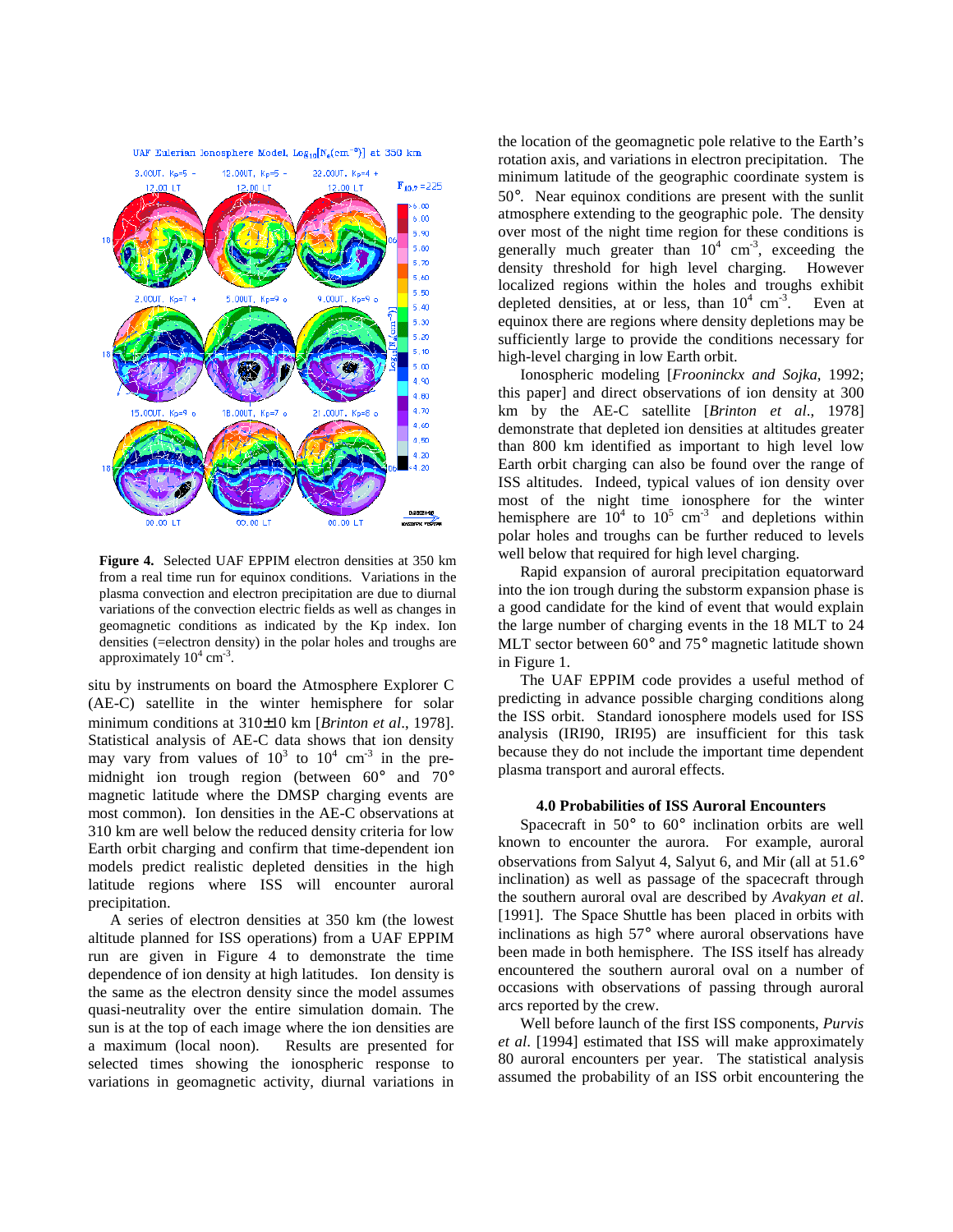**Figure 4.** Selected UAF EPPIM electron densities at 350 km from a real time run for equinox conditions. Variations in the plasma convection and electron precipitation are due to diurnal variations of the convection electric fields as well as changes in geomagnetic conditions as indicated by the Kp index. Ion densities (=electron density) in the polar holes and troughs are approximately $10^4$ cm$^{-3}$.

situ by instruments on board the Atmosphere Explorer C (AE-C) satellite in the winter hemisphere for solar minimum conditions at 310±10 km [*Brinton et al*., 1978]. Statistical analysis of AE-C data shows that ion density may vary from values of $10^3$ to $10^4$ cm$^{-3}$ in the pre-midnight ion trough region (between 60° and 70° magnetic latitude where the DMSP charging events are most common). Ion densities in the AE-C observations at 310 km are well below the reduced density criteria for low Earth orbit charging and confirm that time-dependent ion models predict realistic depleted densities in the high latitude regions where ISS will encounter auroral precipitation.

A series of electron densities at 350 km (the lowest altitude planned for ISS operations) from a UAF EPPIM run are given in Figure 4 to demonstrate the time dependence of ion density at high latitudes. Ion density is the same as the electron density since the model assumes quasi-neutrality over the entire simulation domain. The sun is at the top of each image where the ion densities are a maximum (local noon). Results are presented for selected times showing the ionospheric response to variations in geomagnetic activity, diurnal variations in the location of the geomagnetic pole relative to the Earth's rotation axis, and variations in electron precipitation. The minimum latitude of the geographic coordinate system is 50°. Near equinox conditions are present with the sunlit atmosphere extending to the geographic pole. The density over most of the night time region for these conditions is generally much greater than $10^4$ cm$^{-3}$, exceeding the density threshold for high level charging. However localized regions within the holes and troughs exhibit depleted densities, at or less, than $10^4$ cm$^{-3}$. Even at equinox there are regions where density depletions may be sufficiently large to provide the conditions necessary for high-level charging in low Earth orbit.

Ionospheric modeling [*Frooninckx and Sojka*, 1992; this paper] and direct observations of ion density at 300 km by the AE-C satellite [*Brinton et al*., 1978] demonstrate that depleted ion densities at altitudes greater than 800 km identified as important to high level low Earth orbit charging can also be found over the range of ISS altitudes. Indeed, typical values of ion density over most of the night time ionosphere for the winter hemisphere are $10^4$ to $10^5$ cm$^{-3}$ and depletions within polar holes and troughs can be further reduced to levels well below that required for high level charging.

Rapid expansion of auroral precipitation equatorward into the ion trough during the substorm expansion phase is a good candidate for the kind of event that would explain the large number of charging events in the 18 MLT to 24 MLT sector between 60° and 75° magnetic latitude shown in Figure 1.

The UAF EPPIM code provides a useful method of predicting in advance possible charging conditions along the ISS orbit. Standard ionosphere models used for ISS analysis (IRI90, IRI95) are insufficient for this task because they do not include the important time dependent plasma transport and auroral effects.

### 4.0 Probabilities of ISS Auroral Encounters

Spacecraft in 50° to 60° inclination orbits are well known to encounter the aurora. For example, auroral observations from Salyut 4, Salyut 6, and Mir (all at 51.6° inclination) as well as passage of the spacecraft through the southern auroral oval are described by *Avakyan et al*. [1991]. The Space Shuttle has been placed in orbits with inclinations as high 57° where auroral observations have been made in both hemisphere. The ISS itself has already encountered the southern auroral oval on a number of occasions with observations of passing through auroral arcs reported by the crew.

Well before launch of the first ISS components, *Purvis et al*. [1994] estimated that ISS will make approximately 80 auroral encounters per year. The statistical analysis assumed the probability of an ISS orbit encountering the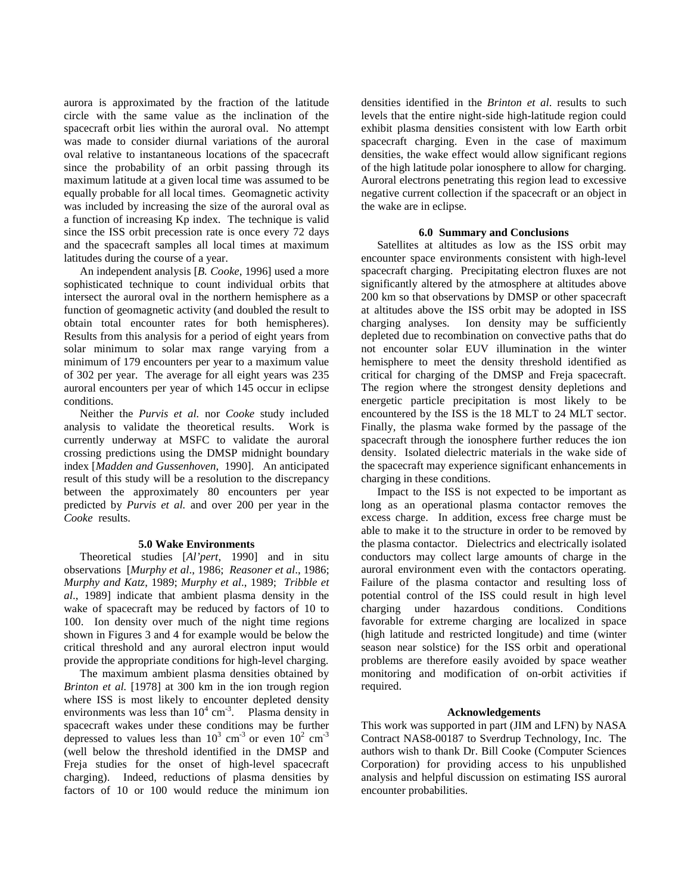aurora is approximated by the fraction of the latitude circle with the same value as the inclination of the spacecraft orbit lies within the auroral oval. No attempt was made to consider diurnal variations of the auroral oval relative to instantaneous locations of the spacecraft since the probability of an orbit passing through its maximum latitude at a given local time was assumed to be equally probable for all local times. Geomagnetic activity was included by increasing the size of the auroral oval as a function of increasing Kp index. The technique is valid since the ISS orbit precession rate is once every 72 days and the spacecraft samples all local times at maximum latitudes during the course of a year.

An independent analysis [*B. Cooke*, 1996] used a more sophisticated technique to count individual orbits that intersect the auroral oval in the northern hemisphere as a function of geomagnetic activity (and doubled the result to obtain total encounter rates for both hemispheres). Results from this analysis for a period of eight years from solar minimum to solar max range varying from a minimum of 179 encounters per year to a maximum value of 302 per year. The average for all eight years was 235 auroral encounters per year of which 145 occur in eclipse conditions.

Neither the *Purvis et al.* nor *Cooke* study included analysis to validate the theoretical results. Work is currently underway at MSFC to validate the auroral crossing predictions using the DMSP midnight boundary index [*Madden and Gussenhoven,* 1990]. An anticipated result of this study will be a resolution to the discrepancy between the approximately 80 encounters per year predicted by *Purvis et al.* and over 200 per year in the *Cooke* results.

### 5.0 Wake Environments

Theoretical studies [*Al'pert*, 1990] and in situ observations [*Murphy et al*., 1986; *Reasoner et al*., 1986; *Murphy and Katz*, 1989; *Murphy et al*., 1989; *Tribble et al*., 1989] indicate that ambient plasma density in the wake of spacecraft may be reduced by factors of 10 to 100. Ion density over much of the night time regions shown in Figures 3 and 4 for example would be below the critical threshold and any auroral electron input would provide the appropriate conditions for high-level charging.

The maximum ambient plasma densities obtained by *Brinton et al.* [1978] at 300 km in the ion trough region where ISS is most likely to encounter depleted density environments was less than $10^4$ cm$^{-3}$. Plasma density in spacecraft wakes under these conditions may be further depressed to values less than $10^3$ cm$^{-3}$ or even $10^2$ cm$^{-3}$ (well below the threshold identified in the DMSP and Freja studies for the onset of high-level spacecraft charging). Indeed, reductions of plasma densities by factors of 10 or 100 would reduce the minimum ion densities identified in the *Brinton et al*. results to such levels that the entire night-side high-latitude region could exhibit plasma densities consistent with low Earth orbit spacecraft charging. Even in the case of maximum densities, the wake effect would allow significant regions of the high latitude polar ionosphere to allow for charging. Auroral electrons penetrating this region lead to excessive negative current collection if the spacecraft or an object in the wake are in eclipse.

### 6.0 Summary and Conclusions

Satellites at altitudes as low as the ISS orbit may encounter space environments consistent with high-level spacecraft charging. Precipitating electron fluxes are not significantly altered by the atmosphere at altitudes above 200 km so that observations by DMSP or other spacecraft at altitudes above the ISS orbit may be adopted in ISS charging analyses. Ion density may be sufficiently depleted due to recombination on convective paths that do not encounter solar EUV illumination in the winter hemisphere to meet the density threshold identified as critical for charging of the DMSP and Freja spacecraft. The region where the strongest density depletions and energetic particle precipitation is most likely to be encountered by the ISS is the 18 MLT to 24 MLT sector. Finally, the plasma wake formed by the passage of the spacecraft through the ionosphere further reduces the ion density. Isolated dielectric materials in the wake side of the spacecraft may experience significant enhancements in charging in these conditions.

Impact to the ISS is not expected to be important as long as an operational plasma contactor removes the excess charge. In addition, excess free charge must be able to make it to the structure in order to be removed by the plasma contactor. Dielectrics and electrically isolated conductors may collect large amounts of charge in the auroral environment even with the contactors operating. Failure of the plasma contactor and resulting loss of potential control of the ISS could result in high level charging under hazardous conditions. Conditions favorable for extreme charging are localized in space (high latitude and restricted longitude) and time (winter season near solstice) for the ISS orbit and operational problems are therefore easily avoided by space weather monitoring and modification of on-orbit activities if required.

### Acknowledgements

This work was supported in part (JIM and LFN) by NASA Contract NAS8-00187 to Sverdrup Technology, Inc. The authors wish to thank Dr. Bill Cooke (Computer Sciences Corporation) for providing access to his unpublished analysis and helpful discussion on estimating ISS auroral encounter probabilities.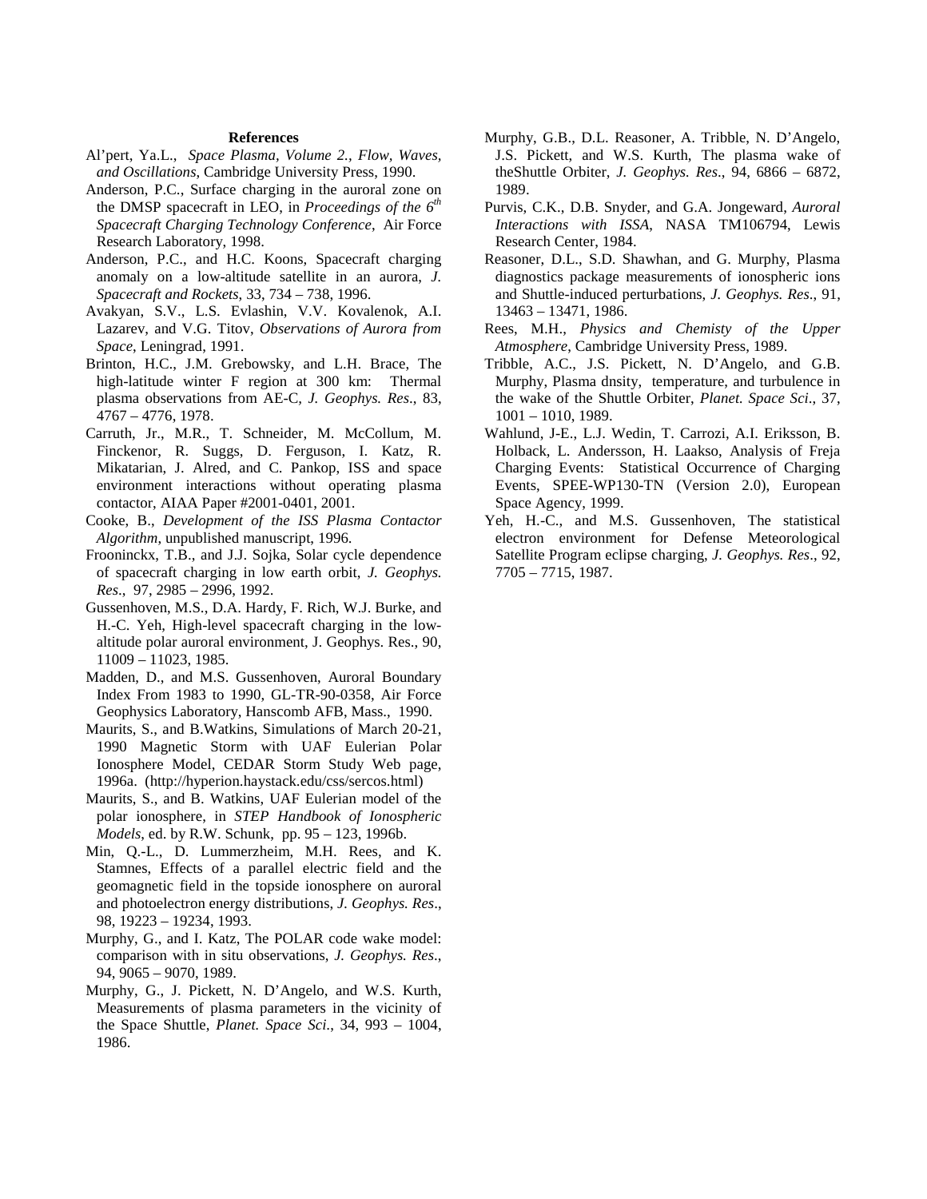## References

Al'pert, Ya.L., *Space Plasma, Volume 2., Flow, Waves, and Oscillations*, Cambridge University Press, 1990.

Anderson, P.C., Surface charging in the auroral zone on the DMSP spacecraft in LEO, in *Proceedings of the 6$^{th}$ Spacecraft Charging Technology Conference*, Air Force Research Laboratory, 1998.

Anderson, P.C., and H.C. Koons, Spacecraft charging anomaly on a low-altitude satellite in an aurora, *J. Spacecraft and Rockets*, 33, 734 – 738, 1996.

Avakyan, S.V., L.S. Evlashin, V.V. Kovalenok, A.I. Lazarev, and V.G. Titov, *Observations of Aurora from Space*, Leningrad, 1991.

Brinton, H.C., J.M. Grebowsky, and L.H. Brace, The high-latitude winter F region at 300 km: Thermal plasma observations from AE-C, *J. Geophys. Res*., 83, 4767 – 4776, 1978.

Carruth, Jr., M.R., T. Schneider, M. McCollum, M. Finckenor, R. Suggs, D. Ferguson, I. Katz, R. Mikatarian, J. Alred, and C. Pankop, ISS and space environment interactions without operating plasma contactor, AIAA Paper #2001-0401, 2001.

Cooke, B., *Development of the ISS Plasma Contactor Algorithm*, unpublished manuscript, 1996.

Frooninckx, T.B., and J.J. Sojka, Solar cycle dependence of spacecraft charging in low earth orbit, *J. Geophys. Res*., 97, 2985 – 2996, 1992.

Gussenhoven, M.S., D.A. Hardy, F. Rich, W.J. Burke, and H.-C. Yeh, High-level spacecraft charging in the low-altitude polar auroral environment, J. Geophys. Res., 90, 11009 – 11023, 1985.

Madden, D., and M.S. Gussenhoven, Auroral Boundary Index From 1983 to 1990, GL-TR-90-0358, Air Force Geophysics Laboratory, Hanscomb AFB, Mass., 1990.

Maurits, S., and B.Watkins, Simulations of March 20-21, 1990 Magnetic Storm with UAF Eulerian Polar Ionosphere Model, CEDAR Storm Study Web page, 1996a. (http://hyperion.haystack.edu/css/sercos.html)

Maurits, S., and B. Watkins, UAF Eulerian model of the polar ionosphere, in *STEP Handbook of Ionospheric Models*, ed. by R.W. Schunk, pp. 95 – 123, 1996b.

Min, Q.-L., D. Lummerzheim, M.H. Rees, and K. Stamnes, Effects of a parallel electric field and the geomagnetic field in the topside ionosphere on auroral and photoelectron energy distributions, *J. Geophys. Res*., 98, 19223 – 19234, 1993.

Murphy, G., and I. Katz, The POLAR code wake model: comparison with in situ observations, *J. Geophys. Res*., 94, 9065 – 9070, 1989.

Murphy, G., J. Pickett, N. D'Angelo, and W.S. Kurth, Measurements of plasma parameters in the vicinity of the Space Shuttle, *Planet. Space Sci*., 34, 993 – 1004, 1986.

Murphy, G.B., D.L. Reasoner, A. Tribble, N. D'Angelo, J.S. Pickett, and W.S. Kurth, The plasma wake of theShuttle Orbiter, *J. Geophys. Res*., 94, 6866 – 6872, 1989.

Purvis, C.K., D.B. Snyder, and G.A. Jongeward, *Auroral Interactions with ISSA*, NASA TM106794, Lewis Research Center, 1984.

Reasoner, D.L., S.D. Shawhan, and G. Murphy, Plasma diagnostics package measurements of ionospheric ions and Shuttle-induced perturbations, *J. Geophys. Res*., 91, 13463 – 13471, 1986.

Rees, M.H., *Physics and Chemisty of the Upper Atmosphere*, Cambridge University Press, 1989.

Tribble, A.C., J.S. Pickett, N. D'Angelo, and G.B. Murphy, Plasma dnsity, temperature, and turbulence in the wake of the Shuttle Orbiter, *Planet. Space Sci*., 37, 1001 – 1010, 1989.

Wahlund, J-E., L.J. Wedin, T. Carrozi, A.I. Eriksson, B. Holback, L. Andersson, H. Laakso, Analysis of Freja Charging Events: Statistical Occurrence of Charging Events, SPEE-WP130-TN (Version 2.0), European Space Agency, 1999.

Yeh, H.-C., and M.S. Gussenhoven, The statistical electron environment for Defense Meteorological Satellite Program eclipse charging, *J. Geophys. Res*., 92, 7705 – 7715, 1987.